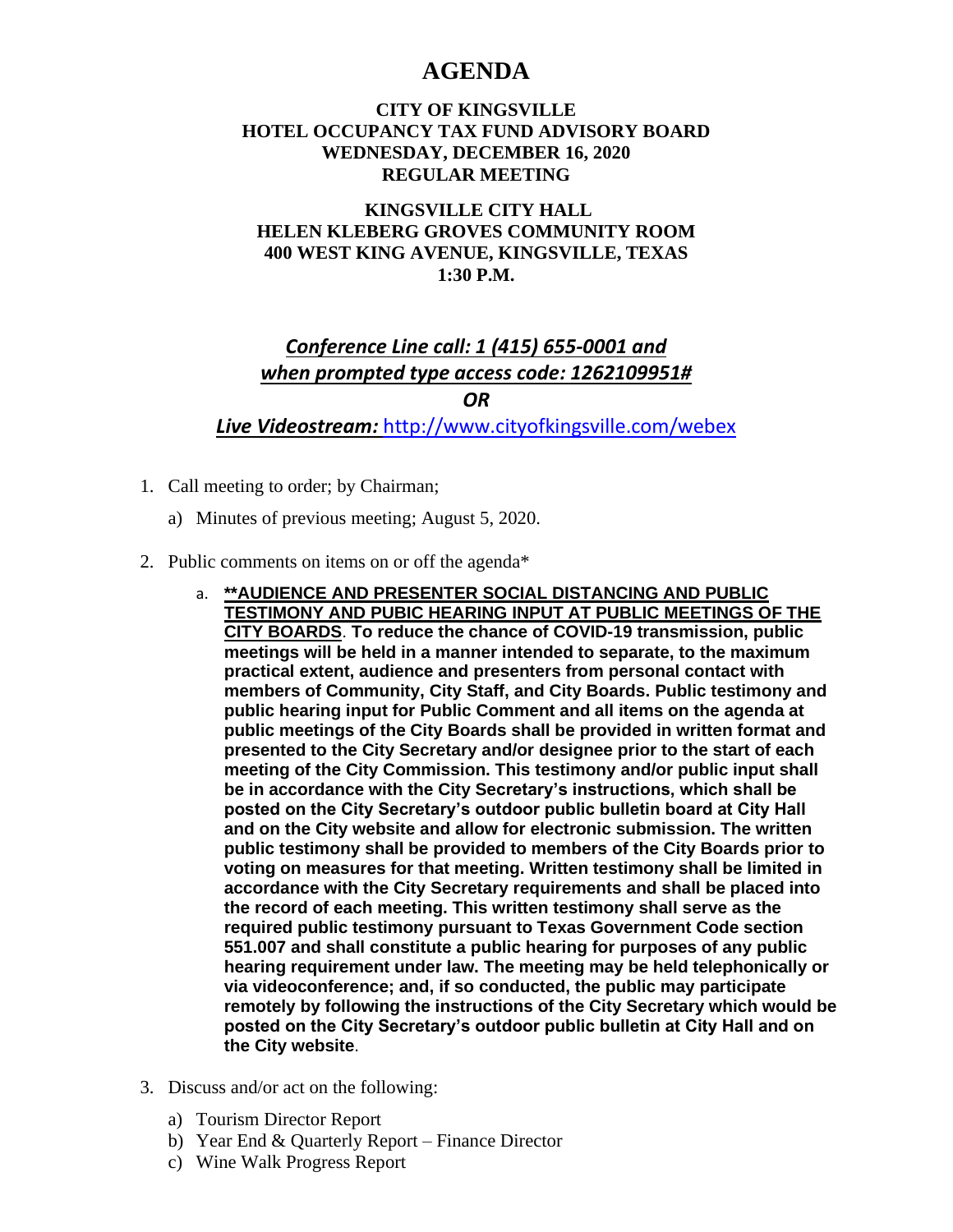# AGENDA

**CITY OF KINGSVILLE**
**HOTEL OCCUPANCY TAX FUND ADVISORY BOARD**
**WEDNESDAY, DECEMBER 16, 2020**
**REGULAR MEETING**

**KINGSVILLE CITY HALL**
**HELEN KLEBERG GROVES COMMUNITY ROOM**
**400 WEST KING AVENUE, KINGSVILLE, TEXAS**
**1:30 P.M.**

***Conference Line call: 1 (415) 655-0001 and***
***when prompted type access code: 1262109951#***
***OR***
***Live Videostream:*** http://www.cityofkingsville.com/webex

1. Call meeting to order; by Chairman;
   a) Minutes of previous meeting; August 5, 2020.

2. Public comments on items on or off the agenda*
   a. **\*\*AUDIENCE AND PRESENTER SOCIAL DISTANCING AND PUBLIC TESTIMONY AND PUBIC HEARING INPUT AT PUBLIC MEETINGS OF THE CITY BOARDS**. **To reduce the chance of COVID-19 transmission, public meetings will be held in a manner intended to separate, to the maximum practical extent, audience and presenters from personal contact with members of Community, City Staff, and City Boards. Public testimony and public hearing input for Public Comment and all items on the agenda at public meetings of the City Boards shall be provided in written format and presented to the City Secretary and/or designee prior to the start of each meeting of the City Commission. This testimony and/or public input shall be in accordance with the City Secretary's instructions, which shall be posted on the City Secretary's outdoor public bulletin board at City Hall and on the City website and allow for electronic submission. The written public testimony shall be provided to members of the City Boards prior to voting on measures for that meeting. Written testimony shall be limited in accordance with the City Secretary requirements and shall be placed into the record of each meeting. This written testimony shall serve as the required public testimony pursuant to Texas Government Code section 551.007 and shall constitute a public hearing for purposes of any public hearing requirement under law. The meeting may be held telephonically or via videoconference; and, if so conducted, the public may participate remotely by following the instructions of the City Secretary which would be posted on the City Secretary's outdoor public bulletin at City Hall and on the City website**.

3. Discuss and/or act on the following:
   a) Tourism Director Report
   b) Year End & Quarterly Report – Finance Director
   c) Wine Walk Progress Report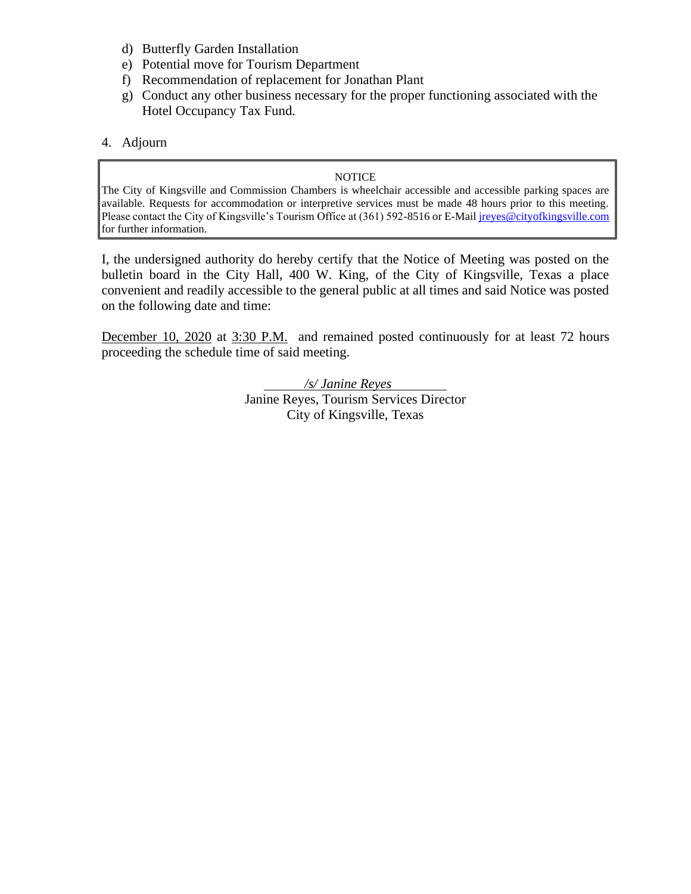d) Butterfly Garden Installation
e) Potential move for Tourism Department
f) Recommendation of replacement for Jonathan Plant
g) Conduct any other business necessary for the proper functioning associated with the Hotel Occupancy Tax Fund.

4. Adjourn

> NOTICE
>
> The City of Kingsville and Commission Chambers is wheelchair accessible and accessible parking spaces are available. Requests for accommodation or interpretive services must be made 48 hours prior to this meeting. Please contact the City of Kingsville's Tourism Office at (361) 592-8516 or E-Mail jreyes@cityofkingsville.com for further information.

I, the undersigned authority do hereby certify that the Notice of Meeting was posted on the bulletin board in the City Hall, 400 W. King, of the City of Kingsville, Texas a place convenient and readily accessible to the general public at all times and said Notice was posted on the following date and time:

December 10, 2020 at 3:30 P.M. and remained posted continuously for at least 72 hours proceeding the schedule time of said meeting.

*/s/ Janine Reyes*
Janine Reyes, Tourism Services Director
City of Kingsville, Texas